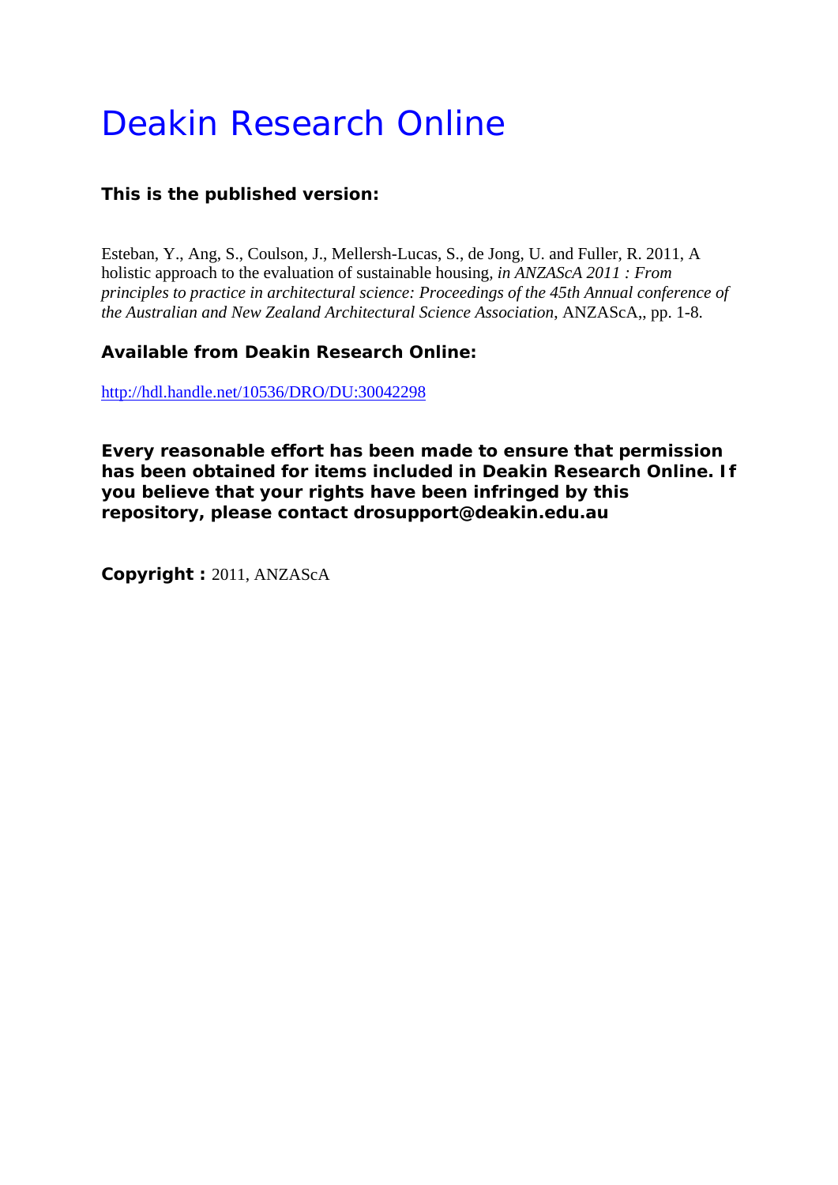# Deakin Research Online

**This is the published version:**

Esteban, Y., Ang, S., Coulson, J., Mellersh-Lucas, S., de Jong, U. and Fuller, R. 2011, A holistic approach to the evaluation of sustainable housing*, in ANZAScA 2011 : From principles to practice in architectural science: Proceedings of the 45th Annual conference of the Australian and New Zealand Architectural Science Association*, ANZAScA,, pp. 1-8.

**Available from Deakin Research Online:**

http://hdl.handle.net/10536/DRO/DU:30042298

**Every reasonable effort has been made to ensure that permission has been obtained for items included in Deakin Research Online. If you believe that your rights have been infringed by this repository, please contact drosupport@deakin.edu.au**

**Copyright :** 2011, ANZAScA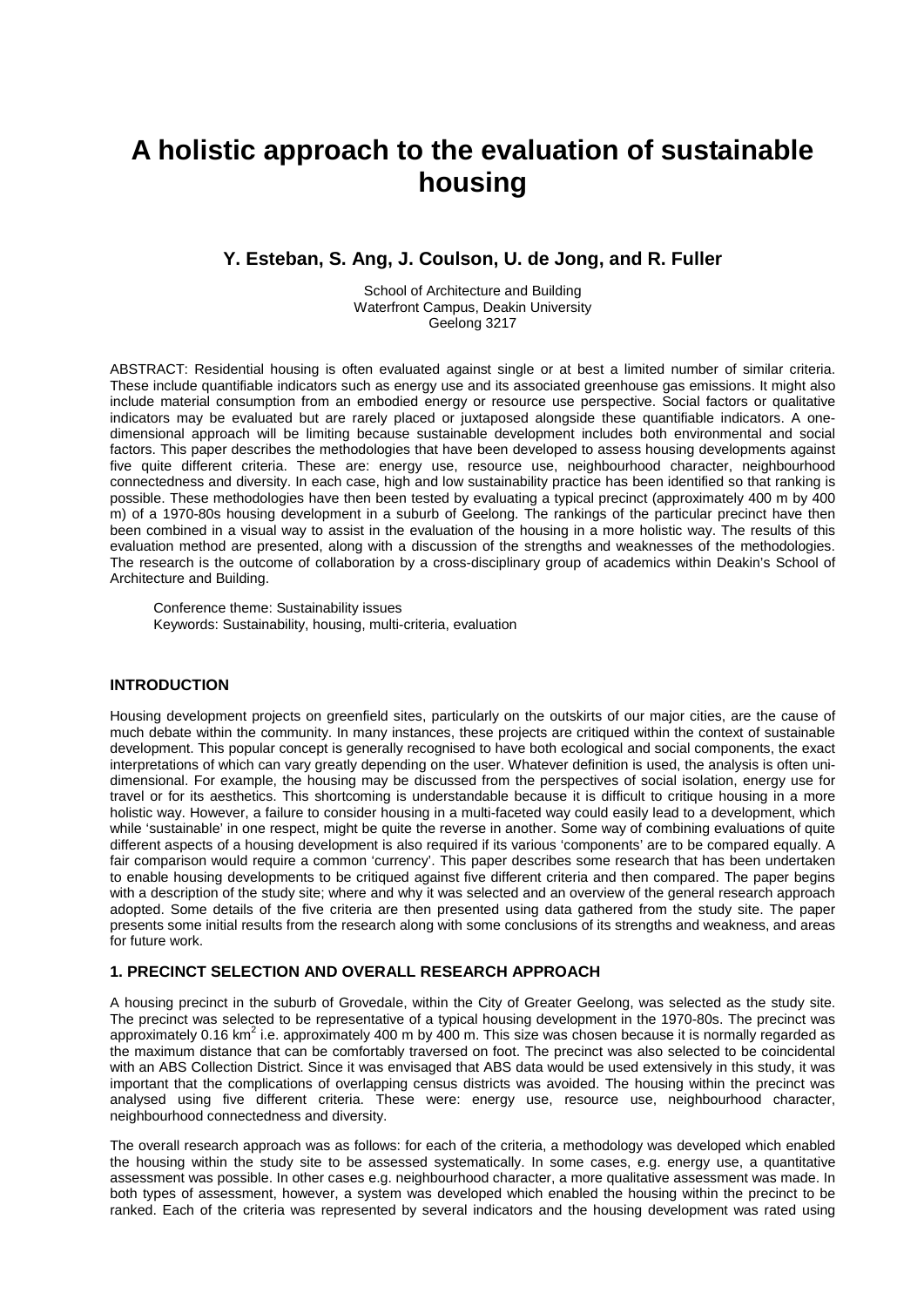# A holistic approach to the evaluation of sustainable housing

### Y. Esteban, S. Ang, J. Coulson, U. de Jong, and R. Fuller

School of Architecture and Building
Waterfront Campus, Deakin University
Geelong 3217

ABSTRACT: Residential housing is often evaluated against single or at best a limited number of similar criteria. These include quantifiable indicators such as energy use and its associated greenhouse gas emissions. It might also include material consumption from an embodied energy or resource use perspective. Social factors or qualitative indicators may be evaluated but are rarely placed or juxtaposed alongside these quantifiable indicators. A one-dimensional approach will be limiting because sustainable development includes both environmental and social factors. This paper describes the methodologies that have been developed to assess housing developments against five quite different criteria. These are: energy use, resource use, neighbourhood character, neighbourhood connectedness and diversity. In each case, high and low sustainability practice has been identified so that ranking is possible. These methodologies have then been tested by evaluating a typical precinct (approximately 400 m by 400 m) of a 1970-80s housing development in a suburb of Geelong. The rankings of the particular precinct have then been combined in a visual way to assist in the evaluation of the housing in a more holistic way. The results of this evaluation method are presented, along with a discussion of the strengths and weaknesses of the methodologies. The research is the outcome of collaboration by a cross-disciplinary group of academics within Deakin's School of Architecture and Building.

Conference theme: Sustainability issues
Keywords: Sustainability, housing, multi-criteria, evaluation

## INTRODUCTION

Housing development projects on greenfield sites, particularly on the outskirts of our major cities, are the cause of much debate within the community. In many instances, these projects are critiqued within the context of sustainable development. This popular concept is generally recognised to have both ecological and social components, the exact interpretations of which can vary greatly depending on the user. Whatever definition is used, the analysis is often uni-dimensional. For example, the housing may be discussed from the perspectives of social isolation, energy use for travel or for its aesthetics. This shortcoming is understandable because it is difficult to critique housing in a more holistic way. However, a failure to consider housing in a multi-faceted way could easily lead to a development, which while 'sustainable' in one respect, might be quite the reverse in another. Some way of combining evaluations of quite different aspects of a housing development is also required if its various 'components' are to be compared equally. A fair comparison would require a common 'currency'. This paper describes some research that has been undertaken to enable housing developments to be critiqued against five different criteria and then compared. The paper begins with a description of the study site; where and why it was selected and an overview of the general research approach adopted. Some details of the five criteria are then presented using data gathered from the study site. The paper presents some initial results from the research along with some conclusions of its strengths and weakness, and areas for future work.

## 1. PRECINCT SELECTION AND OVERALL RESEARCH APPROACH

A housing precinct in the suburb of Grovedale, within the City of Greater Geelong, was selected as the study site. The precinct was selected to be representative of a typical housing development in the 1970-80s. The precinct was approximately 0.16 km$^2$ i.e. approximately 400 m by 400 m. This size was chosen because it is normally regarded as the maximum distance that can be comfortably traversed on foot. The precinct was also selected to be coincidental with an ABS Collection District. Since it was envisaged that ABS data would be used extensively in this study, it was important that the complications of overlapping census districts was avoided. The housing within the precinct was analysed using five different criteria. These were: energy use, resource use, neighbourhood character, neighbourhood connectedness and diversity.

The overall research approach was as follows: for each of the criteria, a methodology was developed which enabled the housing within the study site to be assessed systematically. In some cases, e.g. energy use, a quantitative assessment was possible. In other cases e.g. neighbourhood character, a more qualitative assessment was made. In both types of assessment, however, a system was developed which enabled the housing within the precinct to be ranked. Each of the criteria was represented by several indicators and the housing development was rated using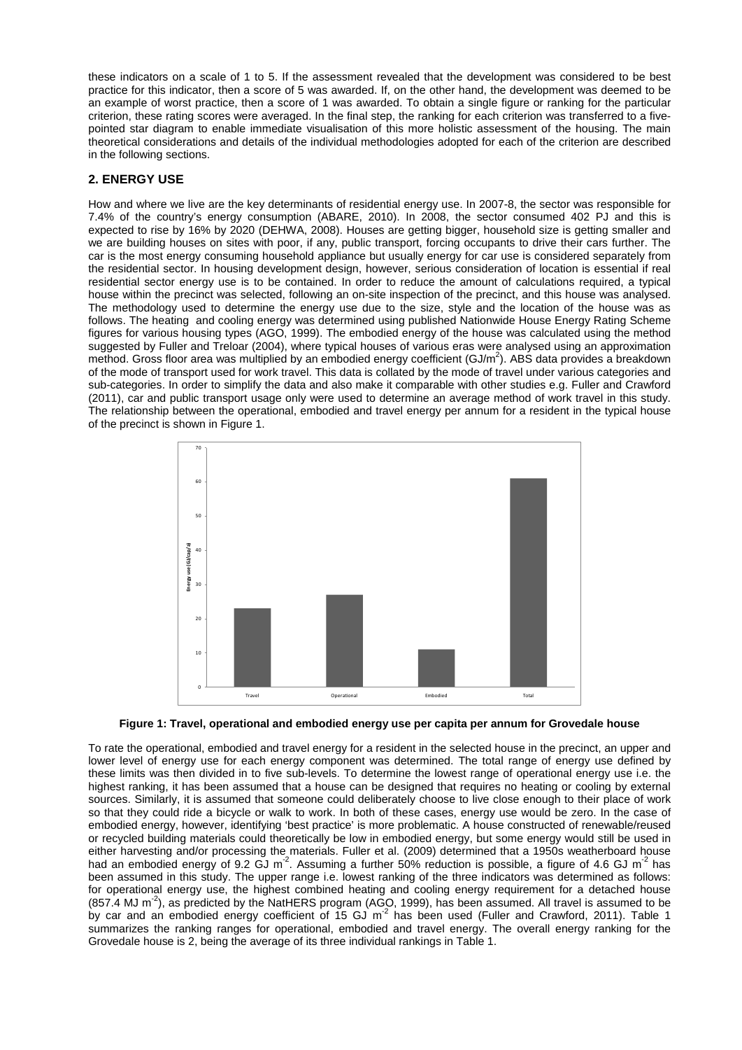these indicators on a scale of 1 to 5. If the assessment revealed that the development was considered to be best practice for this indicator, then a score of 5 was awarded. If, on the other hand, the development was deemed to be an example of worst practice, then a score of 1 was awarded. To obtain a single figure or ranking for the particular criterion, these rating scores were averaged. In the final step, the ranking for each criterion was transferred to a five-pointed star diagram to enable immediate visualisation of this more holistic assessment of the housing. The main theoretical considerations and details of the individual methodologies adopted for each of the criterion are described in the following sections.

## 2. ENERGY USE

How and where we live are the key determinants of residential energy use. In 2007-8, the sector was responsible for 7.4% of the country's energy consumption (ABARE, 2010). In 2008, the sector consumed 402 PJ and this is expected to rise by 16% by 2020 (DEHWA, 2008). Houses are getting bigger, household size is getting smaller and we are building houses on sites with poor, if any, public transport, forcing occupants to drive their cars further. The car is the most energy consuming household appliance but usually energy for car use is considered separately from the residential sector. In housing development design, however, serious consideration of location is essential if real residential sector energy use is to be contained. In order to reduce the amount of calculations required, a typical house within the precinct was selected, following an on-site inspection of the precinct, and this house was analysed. The methodology used to determine the energy use due to the size, style and the location of the house was as follows. The heating and cooling energy was determined using published Nationwide House Energy Rating Scheme figures for various housing types (AGO, 1999). The embodied energy of the house was calculated using the method suggested by Fuller and Treloar (2004), where typical houses of various eras were analysed using an approximation method. Gross floor area was multiplied by an embodied energy coefficient (GJ/m$^2$). ABS data provides a breakdown of the mode of transport used for work travel. This data is collated by the mode of travel under various categories and sub-categories. In order to simplify the data and also make it comparable with other studies e.g. Fuller and Crawford (2011), car and public transport usage only were used to determine an average method of work travel in this study. The relationship between the operational, embodied and travel energy per annum for a resident in the typical house of the precinct is shown in Figure 1.

**Figure 1: Travel, operational and embodied energy use per capita per annum for Grovedale house**

To rate the operational, embodied and travel energy for a resident in the selected house in the precinct, an upper and lower level of energy use for each energy component was determined. The total range of energy use defined by these limits was then divided in to five sub-levels. To determine the lowest range of operational energy use i.e. the highest ranking, it has been assumed that a house can be designed that requires no heating or cooling by external sources. Similarly, it is assumed that someone could deliberately choose to live close enough to their place of work so that they could ride a bicycle or walk to work. In both of these cases, energy use would be zero. In the case of embodied energy, however, identifying 'best practice' is more problematic. A house constructed of renewable/reused or recycled building materials could theoretically be low in embodied energy, but some energy would still be used in either harvesting and/or processing the materials. Fuller et al. (2009) determined that a 1950s weatherboard house had an embodied energy of 9.2 GJ m$^{-2}$. Assuming a further 50% reduction is possible, a figure of 4.6 GJ m$^{-2}$ has been assumed in this study. The upper range i.e. lowest ranking of the three indicators was determined as follows: for operational energy use, the highest combined heating and cooling energy requirement for a detached house (857.4 MJ m$^{-2}$), as predicted by the NatHERS program (AGO, 1999), has been assumed. All travel is assumed to be by car and an embodied energy coefficient of 15 GJ m$^{-2}$ has been used (Fuller and Crawford, 2011). Table 1 summarizes the ranking ranges for operational, embodied and travel energy. The overall energy ranking for the Grovedale house is 2, being the average of its three individual rankings in Table 1.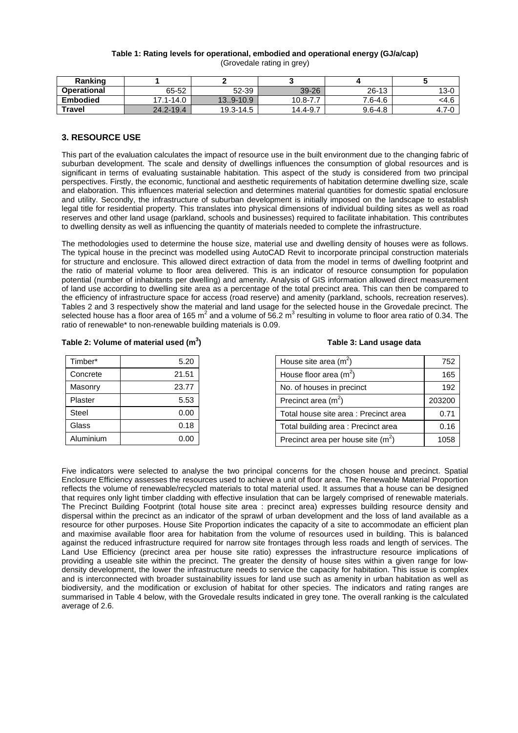**Table 1: Rating levels for operational, embodied and operational energy (GJ/a/cap)**
(Grovedale rating in grey)

| Ranking | 1 | 2 | 3 | 4 | 5 |
|---|---|---|---|---|---|
| **Operational** | 65-52 | 52-39 | 39-26 | 26-13 | 13-0 |
| **Embodied** | 17.1-14.0 | 13..9-10.9 | 10.8-7.7 | 7.6-4.6 | <4.6 |
| **Travel** | 24.2-19.4 | 19.3-14.5 | 14.4-9.7 | 9.6-4.8 | 4.7-0 |

## 3. RESOURCE USE

This part of the evaluation calculates the impact of resource use in the built environment due to the changing fabric of suburban development. The scale and density of dwellings influences the consumption of global resources and is significant in terms of evaluating sustainable habitation. This aspect of the study is considered from two principal perspectives. Firstly, the economic, functional and aesthetic requirements of habitation determine dwelling size, scale and elaboration. This influences material selection and determines material quantities for domestic spatial enclosure and utility. Secondly, the infrastructure of suburban development is initially imposed on the landscape to establish legal title for residential property. This translates into physical dimensions of individual building sites as well as road reserves and other land usage (parkland, schools and businesses) required to facilitate inhabitation. This contributes to dwelling density as well as influencing the quantity of materials needed to complete the infrastructure.

The methodologies used to determine the house size, material use and dwelling density of houses were as follows. The typical house in the precinct was modelled using AutoCAD Revit to incorporate principal construction materials for structure and enclosure. This allowed direct extraction of data from the model in terms of dwelling footprint and the ratio of material volume to floor area delivered. This is an indicator of resource consumption for population potential (number of inhabitants per dwelling) and amenity. Analysis of GIS information allowed direct measurement of land use according to dwelling site area as a percentage of the total precinct area. This can then be compared to the efficiency of infrastructure space for access (road reserve) and amenity (parkland, schools, recreation reserves). Tables 2 and 3 respectively show the material and land usage for the selected house in the Grovedale precinct. The selected house has a floor area of 165 $m^2$ and a volume of 56.2 $m^3$ resulting in volume to floor area ratio of 0.34. The ratio of renewable* to non-renewable building materials is 0.09.

**Table 2: Volume of material used ($m^3$)**

| Material | Volume |
|---|---|
| Timber* | 5.20 |
| Concrete | 21.51 |
| Masonry | 23.77 |
| Plaster | 5.53 |
| Steel | 0.00 |
| Glass | 0.18 |
| Aluminium | 0.00 |

**Table 3: Land usage data**

| Item | Value |
|---|---|
| House site area ($m^2$) | 752 |
| House floor area ($m^2$) | 165 |
| No. of houses in precinct | 192 |
| Precinct area ($m^2$) | 203200 |
| Total house site area : Precinct area | 0.71 |
| Total building area : Precinct area | 0.16 |
| Precinct area per house site ($m^2$) | 1058 |

Five indicators were selected to analyse the two principal concerns for the chosen house and precinct. Spatial Enclosure Efficiency assesses the resources used to achieve a unit of floor area. The Renewable Material Proportion reflects the volume of renewable/recycled materials to total material used. It assumes that a house can be designed that requires only light timber cladding with effective insulation that can be largely comprised of renewable materials. The Precinct Building Footprint (total house site area : precinct area) expresses building resource density and dispersal within the precinct as an indicator of the sprawl of urban development and the loss of land available as a resource for other purposes. House Site Proportion indicates the capacity of a site to accommodate an efficient plan and maximise available floor area for habitation from the volume of resources used in building. This is balanced against the reduced infrastructure required for narrow site frontages through less roads and length of services. The Land Use Efficiency (precinct area per house site ratio) expresses the infrastructure resource implications of providing a useable site within the precinct. The greater the density of house sites within a given range for low-density development, the lower the infrastructure needs to service the capacity for habitation. This issue is complex and is interconnected with broader sustainability issues for land use such as amenity in urban habitation as well as biodiversity, and the modification or exclusion of habitat for other species. The indicators and rating ranges are summarised in Table 4 below, with the Grovedale results indicated in grey tone. The overall ranking is the calculated average of 2.6.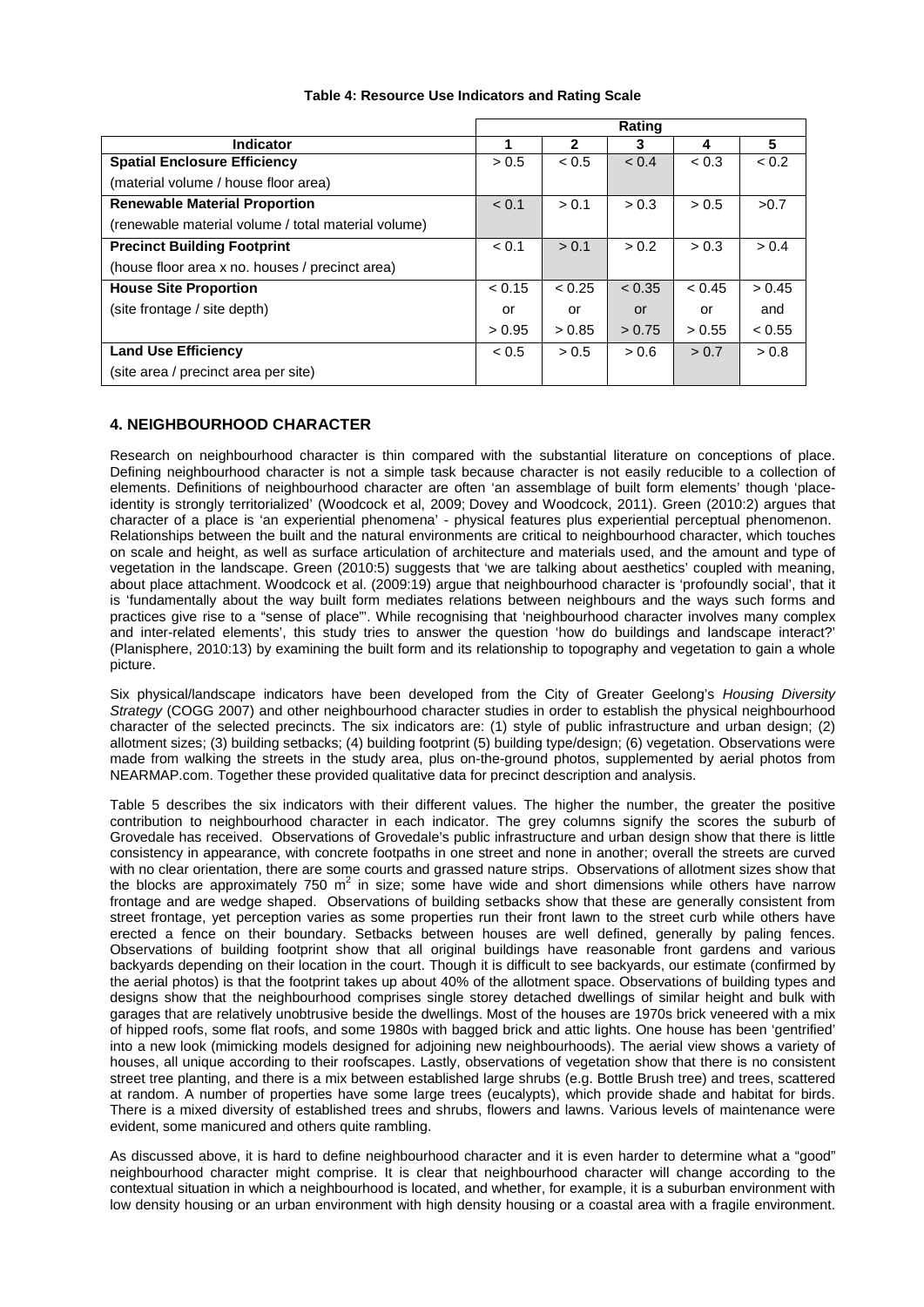**Table 4: Resource Use Indicators and Rating Scale**

| Indicator | Rating 1 | 2 | 3 | 4 | 5 |
|---|---|---|---|---|---|
| **Spatial Enclosure Efficiency** (material volume / house floor area) | > 0.5 | < 0.5 | < 0.4 | < 0.3 | < 0.2 |
| **Renewable Material Proportion** (renewable material volume / total material volume) | < 0.1 | > 0.1 | > 0.3 | > 0.5 | >0.7 |
| **Precinct Building Footprint** (house floor area x no. houses / precinct area) | < 0.1 | > 0.1 | > 0.2 | > 0.3 | > 0.4 |
| **House Site Proportion** (site frontage / site depth) | < 0.15 or > 0.95 | < 0.25 or > 0.85 | < 0.35 or > 0.75 | < 0.45 or > 0.55 | > 0.45 and < 0.55 |
| **Land Use Efficiency** (site area / precinct area per site) | < 0.5 | > 0.5 | > 0.6 | > 0.7 | > 0.8 |

## 4. NEIGHBOURHOOD CHARACTER

Research on neighbourhood character is thin compared with the substantial literature on conceptions of place. Defining neighbourhood character is not a simple task because character is not easily reducible to a collection of elements. Definitions of neighbourhood character are often 'an assemblage of built form elements' though 'place-identity is strongly territorialized' (Woodcock et al, 2009; Dovey and Woodcock, 2011). Green (2010:2) argues that character of a place is 'an experiential phenomena' - physical features plus experiential perceptual phenomenon. Relationships between the built and the natural environments are critical to neighbourhood character, which touches on scale and height, as well as surface articulation of architecture and materials used, and the amount and type of vegetation in the landscape. Green (2010:5) suggests that 'we are talking about aesthetics' coupled with meaning, about place attachment. Woodcock et al. (2009:19) argue that neighbourhood character is 'profoundly social', that it is 'fundamentally about the way built form mediates relations between neighbours and the ways such forms and practices give rise to a "sense of place"'. While recognising that 'neighbourhood character involves many complex and inter-related elements', this study tries to answer the question 'how do buildings and landscape interact?' (Planisphere, 2010:13) by examining the built form and its relationship to topography and vegetation to gain a whole picture.

Six physical/landscape indicators have been developed from the City of Greater Geelong's *Housing Diversity Strategy* (COGG 2007) and other neighbourhood character studies in order to establish the physical neighbourhood character of the selected precincts. The six indicators are: (1) style of public infrastructure and urban design; (2) allotment sizes; (3) building setbacks; (4) building footprint (5) building type/design; (6) vegetation. Observations were made from walking the streets in the study area, plus on-the-ground photos, supplemented by aerial photos from NEARMAP.com. Together these provided qualitative data for precinct description and analysis.

Table 5 describes the six indicators with their different values. The higher the number, the greater the positive contribution to neighbourhood character in each indicator. The grey columns signify the scores the suburb of Grovedale has received. Observations of Grovedale's public infrastructure and urban design show that there is little consistency in appearance, with concrete footpaths in one street and none in another; overall the streets are curved with no clear orientation, there are some courts and grassed nature strips. Observations of allotment sizes show that the blocks are approximately 750 m$^2$ in size; some have wide and short dimensions while others have narrow frontage and are wedge shaped. Observations of building setbacks show that these are generally consistent from street frontage, yet perception varies as some properties run their front lawn to the street curb while others have erected a fence on their boundary. Setbacks between houses are well defined, generally by paling fences. Observations of building footprint show that all original buildings have reasonable front gardens and various backyards depending on their location in the court. Though it is difficult to see backyards, our estimate (confirmed by the aerial photos) is that the footprint takes up about 40% of the allotment space. Observations of building types and designs show that the neighbourhood comprises single storey detached dwellings of similar height and bulk with garages that are relatively unobtrusive beside the dwellings. Most of the houses are 1970s brick veneered with a mix of hipped roofs, some flat roofs, and some 1980s with bagged brick and attic lights. One house has been 'gentrified' into a new look (mimicking models designed for adjoining new neighbourhoods). The aerial view shows a variety of houses, all unique according to their roofscapes. Lastly, observations of vegetation show that there is no consistent street tree planting, and there is a mix between established large shrubs (e.g. Bottle Brush tree) and trees, scattered at random. A number of properties have some large trees (eucalypts), which provide shade and habitat for birds. There is a mixed diversity of established trees and shrubs, flowers and lawns. Various levels of maintenance were evident, some manicured and others quite rambling.

As discussed above, it is hard to define neighbourhood character and it is even harder to determine what a "good" neighbourhood character might comprise. It is clear that neighbourhood character will change according to the contextual situation in which a neighbourhood is located, and whether, for example, it is a suburban environment with low density housing or an urban environment with high density housing or a coastal area with a fragile environment.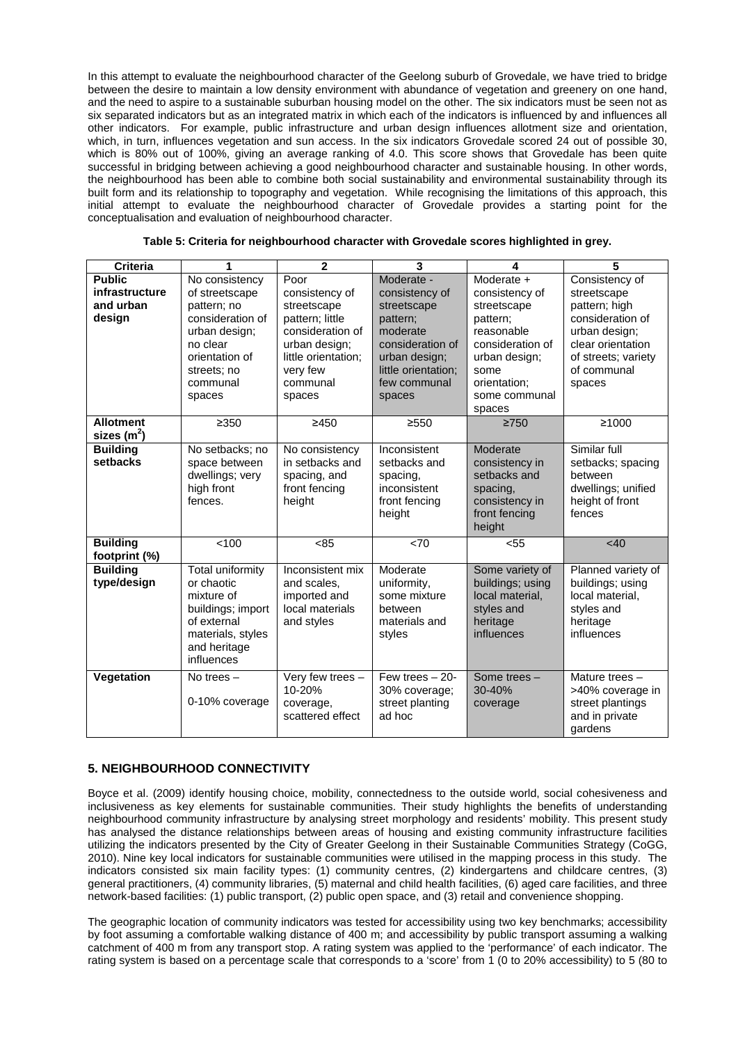In this attempt to evaluate the neighbourhood character of the Geelong suburb of Grovedale, we have tried to bridge between the desire to maintain a low density environment with abundance of vegetation and greenery on one hand, and the need to aspire to a sustainable suburban housing model on the other. The six indicators must be seen not as six separated indicators but as an integrated matrix in which each of the indicators is influenced by and influences all other indicators. For example, public infrastructure and urban design influences allotment size and orientation, which, in turn, influences vegetation and sun access. In the six indicators Grovedale scored 24 out of possible 30, which is 80% out of 100%, giving an average ranking of 4.0. This score shows that Grovedale has been quite successful in bridging between achieving a good neighbourhood character and sustainable housing. In other words, the neighbourhood has been able to combine both social sustainability and environmental sustainability through its built form and its relationship to topography and vegetation. While recognising the limitations of this approach, this initial attempt to evaluate the neighbourhood character of Grovedale provides a starting point for the conceptualisation and evaluation of neighbourhood character.

**Table 5: Criteria for neighbourhood character with Grovedale scores highlighted in grey.**

| Criteria | 1 | 2 | 3 | 4 | 5 |
|---|---|---|---|---|---|
| **Public infrastructure and urban design** | No consistency of streetscape pattern; no consideration of urban design; no clear orientation of streets; no communal spaces | Poor consistency of streetscape pattern; little consideration of urban design; little orientation; very few communal spaces | Moderate - consistency of streetscape pattern; moderate consideration of urban design; little orientation; few communal spaces | Moderate + consistency of streetscape pattern; reasonable consideration of urban design; some orientation; some communal spaces | Consistency of streetscape pattern; high consideration of urban design; clear orientation of streets; variety of communal spaces |
| **Allotment sizes ($m^2$)** | ≥350 | ≥450 | ≥550 | ≥750 | ≥1000 |
| **Building setbacks** | No setbacks; no space between dwellings; very high front fences. | No consistency in setbacks and spacing, and front fencing height | Inconsistent setbacks and spacing, inconsistent front fencing height | Moderate consistency in setbacks and spacing, consistency in front fencing height | Similar full setbacks; spacing between dwellings; unified height of front fences |
| **Building footprint (%)** | <100 | <85 | <70 | <55 | <40 |
| **Building type/design** | Total uniformity or chaotic mixture of buildings; import of external materials, styles and heritage influences | Inconsistent mix and scales, imported and local materials and styles | Moderate uniformity, some mixture between materials and styles | Some variety of buildings; using local material, styles and heritage influences | Planned variety of buildings; using local material, styles and heritage influences |
| **Vegetation** | No trees – 0-10% coverage | Very few trees – 10-20% coverage, scattered effect | Few trees – 20-30% coverage; street planting ad hoc | Some trees – 30-40% coverage | Mature trees – >40% coverage in street plantings and in private gardens |

## 5. NEIGHBOURHOOD CONNECTIVITY

Boyce et al. (2009) identify housing choice, mobility, connectedness to the outside world, social cohesiveness and inclusiveness as key elements for sustainable communities. Their study highlights the benefits of understanding neighbourhood community infrastructure by analysing street morphology and residents' mobility. This present study has analysed the distance relationships between areas of housing and existing community infrastructure facilities utilizing the indicators presented by the City of Greater Geelong in their Sustainable Communities Strategy (CoGG, 2010). Nine key local indicators for sustainable communities were utilised in the mapping process in this study. The indicators consisted six main facility types: (1) community centres, (2) kindergartens and childcare centres, (3) general practitioners, (4) community libraries, (5) maternal and child health facilities, (6) aged care facilities, and three network-based facilities: (1) public transport, (2) public open space, and (3) retail and convenience shopping.

The geographic location of community indicators was tested for accessibility using two key benchmarks; accessibility by foot assuming a comfortable walking distance of 400 m; and accessibility by public transport assuming a walking catchment of 400 m from any transport stop. A rating system was applied to the 'performance' of each indicator. The rating system is based on a percentage scale that corresponds to a 'score' from 1 (0 to 20% accessibility) to 5 (80 to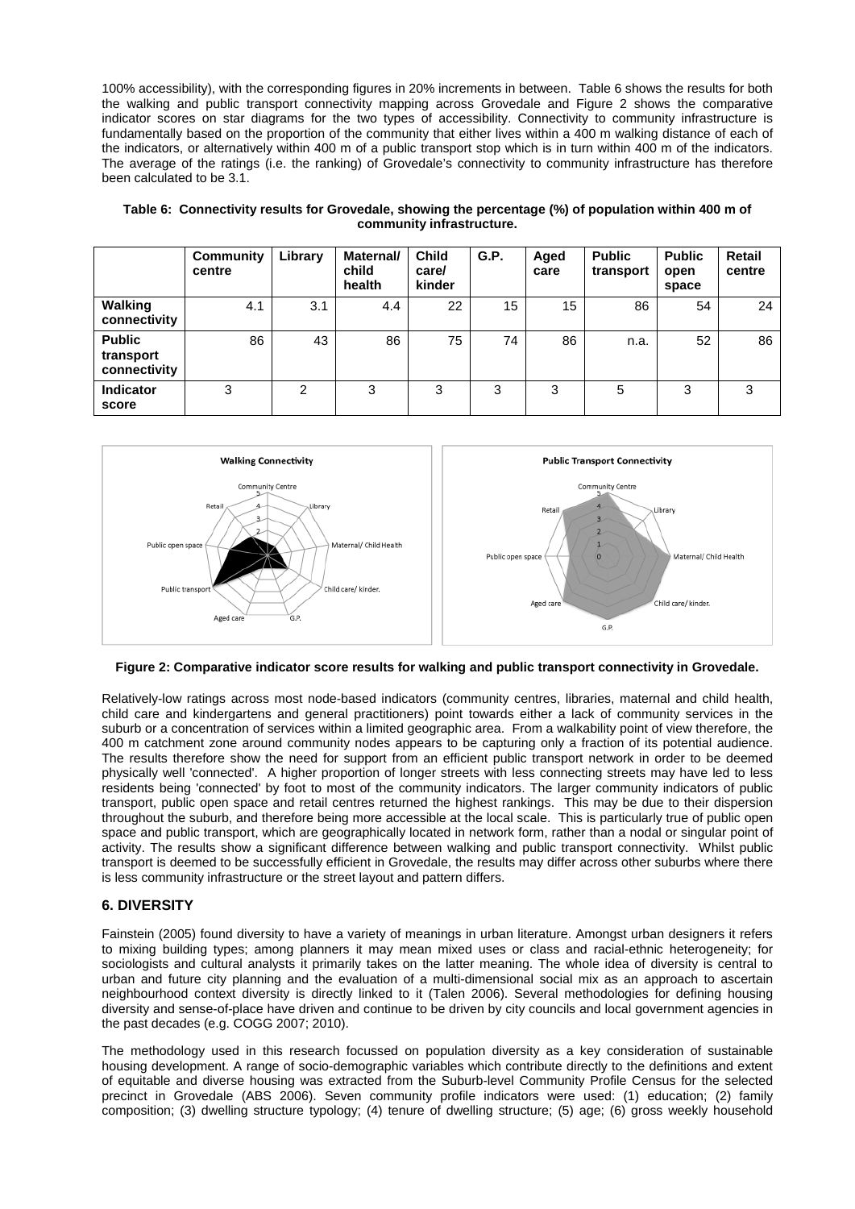100% accessibility), with the corresponding figures in 20% increments in between. Table 6 shows the results for both the walking and public transport connectivity mapping across Grovedale and Figure 2 shows the comparative indicator scores on star diagrams for the two types of accessibility. Connectivity to community infrastructure is fundamentally based on the proportion of the community that either lives within a 400 m walking distance of each of the indicators, or alternatively within 400 m of a public transport stop which is in turn within 400 m of the indicators. The average of the ratings (i.e. the ranking) of Grovedale's connectivity to community infrastructure has therefore been calculated to be 3.1.

**Table 6: Connectivity results for Grovedale, showing the percentage (%) of population within 400 m of community infrastructure.**

| | Community centre | Library | Maternal/ child health | Child care/ kinder | G.P. | Aged care | Public transport | Public open space | Retail centre |
|---|---|---|---|---|---|---|---|---|---|
| **Walking connectivity** | 4.1 | 3.1 | 4.4 | 22 | 15 | 15 | 86 | 54 | 24 |
| **Public transport connectivity** | 86 | 43 | 86 | 75 | 74 | 86 | n.a. | 52 | 86 |
| **Indicator score** | 3 | 2 | 3 | 3 | 3 | 3 | 5 | 3 | 3 |

**Figure 2: Comparative indicator score results for walking and public transport connectivity in Grovedale.**

Relatively-low ratings across most node-based indicators (community centres, libraries, maternal and child health, child care and kindergartens and general practitioners) point towards either a lack of community services in the suburb or a concentration of services within a limited geographic area. From a walkability point of view therefore, the 400 m catchment zone around community nodes appears to be capturing only a fraction of its potential audience. The results therefore show the need for support from an efficient public transport network in order to be deemed physically well 'connected'. A higher proportion of longer streets with less connecting streets may have led to less residents being 'connected' by foot to most of the community indicators. The larger community indicators of public transport, public open space and retail centres returned the highest rankings. This may be due to their dispersion throughout the suburb, and therefore being more accessible at the local scale. This is particularly true of public open space and public transport, which are geographically located in network form, rather than a nodal or singular point of activity. The results show a significant difference between walking and public transport connectivity. Whilst public transport is deemed to be successfully efficient in Grovedale, the results may differ across other suburbs where there is less community infrastructure or the street layout and pattern differs.

## 6. DIVERSITY

Fainstein (2005) found diversity to have a variety of meanings in urban literature. Amongst urban designers it refers to mixing building types; among planners it may mean mixed uses or class and racial-ethnic heterogeneity; for sociologists and cultural analysts it primarily takes on the latter meaning. The whole idea of diversity is central to urban and future city planning and the evaluation of a multi-dimensional social mix as an approach to ascertain neighbourhood context diversity is directly linked to it (Talen 2006). Several methodologies for defining housing diversity and sense-of-place have driven and continue to be driven by city councils and local government agencies in the past decades (e.g. COGG 2007; 2010).

The methodology used in this research focussed on population diversity as a key consideration of sustainable housing development. A range of socio-demographic variables which contribute directly to the definitions and extent of equitable and diverse housing was extracted from the Suburb-level Community Profile Census for the selected precinct in Grovedale (ABS 2006). Seven community profile indicators were used: (1) education; (2) family composition; (3) dwelling structure typology; (4) tenure of dwelling structure; (5) age; (6) gross weekly household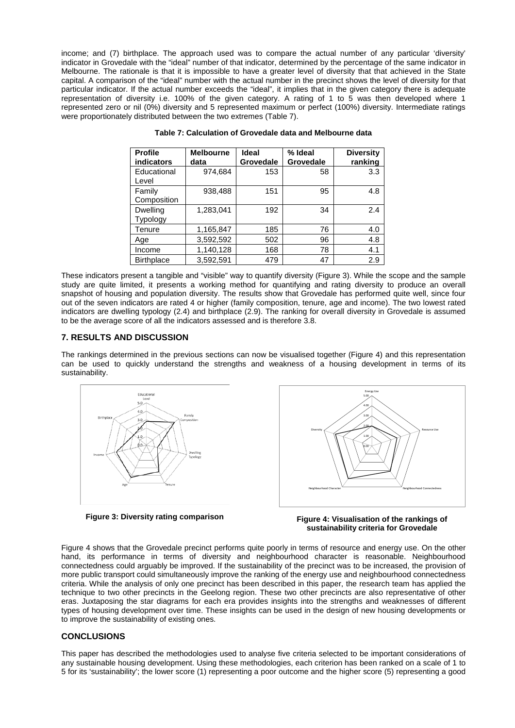income; and (7) birthplace. The approach used was to compare the actual number of any particular 'diversity' indicator in Grovedale with the "ideal" number of that indicator, determined by the percentage of the same indicator in Melbourne. The rationale is that it is impossible to have a greater level of diversity that that achieved in the State capital. A comparison of the "ideal" number with the actual number in the precinct shows the level of diversity for that particular indicator. If the actual number exceeds the "ideal", it implies that in the given category there is adequate representation of diversity i.e. 100% of the given category. A rating of 1 to 5 was then developed where 1 represented zero or nil (0%) diversity and 5 represented maximum or perfect (100%) diversity. Intermediate ratings were proportionately distributed between the two extremes (Table 7).

**Table 7: Calculation of Grovedale data and Melbourne data**

| Profile indicators | Melbourne data | Ideal Grovedale | % Ideal Grovedale | Diversity ranking |
|---|---|---|---|---|
| Educational Level | 974,684 | 153 | 58 | 3.3 |
| Family Composition | 938,488 | 151 | 95 | 4.8 |
| Dwelling Typology | 1,283,041 | 192 | 34 | 2.4 |
| Tenure | 1,165,847 | 185 | 76 | 4.0 |
| Age | 3,592,592 | 502 | 96 | 4.8 |
| Income | 1,140,128 | 168 | 78 | 4.1 |
| Birthplace | 3,592,591 | 479 | 47 | 2.9 |

These indicators present a tangible and "visible" way to quantify diversity (Figure 3). While the scope and the sample study are quite limited, it presents a working method for quantifying and rating diversity to produce an overall snapshot of housing and population diversity. The results show that Grovedale has performed quite well, since four out of the seven indicators are rated 4 or higher (family composition, tenure, age and income). The two lowest rated indicators are dwelling typology (2.4) and birthplace (2.9). The ranking for overall diversity in Grovedale is assumed to be the average score of all the indicators assessed and is therefore 3.8.

## 7. RESULTS AND DISCUSSION

The rankings determined in the previous sections can now be visualised together (Figure 4) and this representation can be used to quickly understand the strengths and weakness of a housing development in terms of its sustainability.

**Figure 3: Diversity rating comparison**

**Figure 4: Visualisation of the rankings of sustainability criteria for Grovedale**

Figure 4 shows that the Grovedale precinct performs quite poorly in terms of resource and energy use. On the other hand, its performance in terms of diversity and neighbourhood character is reasonable. Neighbourhood connectedness could arguably be improved. If the sustainability of the precinct was to be increased, the provision of more public transport could simultaneously improve the ranking of the energy use and neighbourhood connectedness criteria. While the analysis of only one precinct has been described in this paper, the research team has applied the technique to two other precincts in the Geelong region. These two other precincts are also representative of other eras. Juxtaposing the star diagrams for each era provides insights into the strengths and weaknesses of different types of housing development over time. These insights can be used in the design of new housing developments or to improve the sustainability of existing ones.

## CONCLUSIONS

This paper has described the methodologies used to analyse five criteria selected to be important considerations of any sustainable housing development. Using these methodologies, each criterion has been ranked on a scale of 1 to 5 for its 'sustainability'; the lower score (1) representing a poor outcome and the higher score (5) representing a good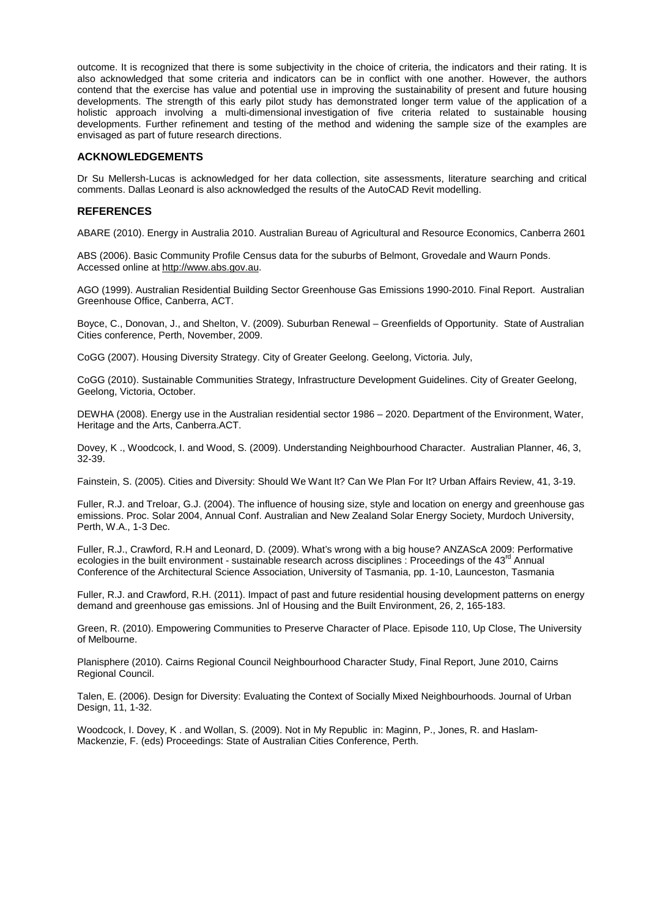outcome. It is recognized that there is some subjectivity in the choice of criteria, the indicators and their rating. It is also acknowledged that some criteria and indicators can be in conflict with one another. However, the authors contend that the exercise has value and potential use in improving the sustainability of present and future housing developments. The strength of this early pilot study has demonstrated longer term value of the application of a holistic approach involving a multi-dimensional investigation of five criteria related to sustainable housing developments. Further refinement and testing of the method and widening the sample size of the examples are envisaged as part of future research directions.

## ACKNOWLEDGEMENTS

Dr Su Mellersh-Lucas is acknowledged for her data collection, site assessments, literature searching and critical comments. Dallas Leonard is also acknowledged the results of the AutoCAD Revit modelling.

## REFERENCES

ABARE (2010). Energy in Australia 2010. Australian Bureau of Agricultural and Resource Economics, Canberra 2601

ABS (2006). Basic Community Profile Census data for the suburbs of Belmont, Grovedale and Waurn Ponds. Accessed online at http://www.abs.gov.au.

AGO (1999). Australian Residential Building Sector Greenhouse Gas Emissions 1990-2010. Final Report. Australian Greenhouse Office, Canberra, ACT.

Boyce, C., Donovan, J., and Shelton, V. (2009). Suburban Renewal – Greenfields of Opportunity. State of Australian Cities conference, Perth, November, 2009.

CoGG (2007). Housing Diversity Strategy. City of Greater Geelong. Geelong, Victoria. July,

CoGG (2010). Sustainable Communities Strategy, Infrastructure Development Guidelines. City of Greater Geelong, Geelong, Victoria, October.

DEWHA (2008). Energy use in the Australian residential sector 1986 – 2020. Department of the Environment, Water, Heritage and the Arts, Canberra.ACT.

Dovey, K ., Woodcock, I. and Wood, S. (2009). Understanding Neighbourhood Character. Australian Planner, 46, 3, 32-39.

Fainstein, S. (2005). Cities and Diversity: Should We Want It? Can We Plan For It? Urban Affairs Review, 41, 3-19.

Fuller, R.J. and Treloar, G.J. (2004). The influence of housing size, style and location on energy and greenhouse gas emissions. Proc. Solar 2004, Annual Conf. Australian and New Zealand Solar Energy Society, Murdoch University, Perth, W.A., 1-3 Dec.

Fuller, R.J., Crawford, R.H and Leonard, D. (2009). What's wrong with a big house? ANZAScA 2009: Performative ecologies in the built environment - sustainable research across disciplines : Proceedings of the 43rd Annual Conference of the Architectural Science Association, University of Tasmania, pp. 1-10, Launceston, Tasmania

Fuller, R.J. and Crawford, R.H. (2011). Impact of past and future residential housing development patterns on energy demand and greenhouse gas emissions. Jnl of Housing and the Built Environment, 26, 2, 165-183.

Green, R. (2010). Empowering Communities to Preserve Character of Place. Episode 110, Up Close, The University of Melbourne.

Planisphere (2010). Cairns Regional Council Neighbourhood Character Study, Final Report, June 2010, Cairns Regional Council.

Talen, E. (2006). Design for Diversity: Evaluating the Context of Socially Mixed Neighbourhoods. Journal of Urban Design, 11, 1-32.

Woodcock, I. Dovey, K . and Wollan, S. (2009). Not in My Republic in: Maginn, P., Jones, R. and Haslam-Mackenzie, F. (eds) Proceedings: State of Australian Cities Conference, Perth.